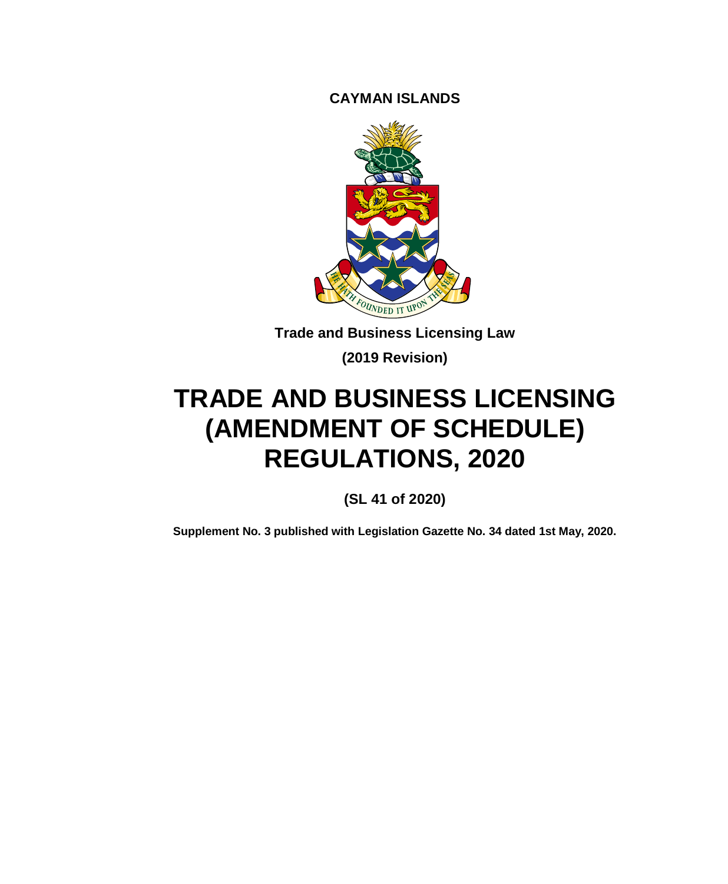**CAYMAN ISLANDS**

**Trade and Business Licensing Law**

**(2019 Revision)**

# TRADE AND BUSINESS LICENSING (AMENDMENT OF SCHEDULE) REGULATIONS, 2020

**(SL 41 of 2020)**

**Supplement No. 3 published with Legislation Gazette No. 34 dated 1st May, 2020.**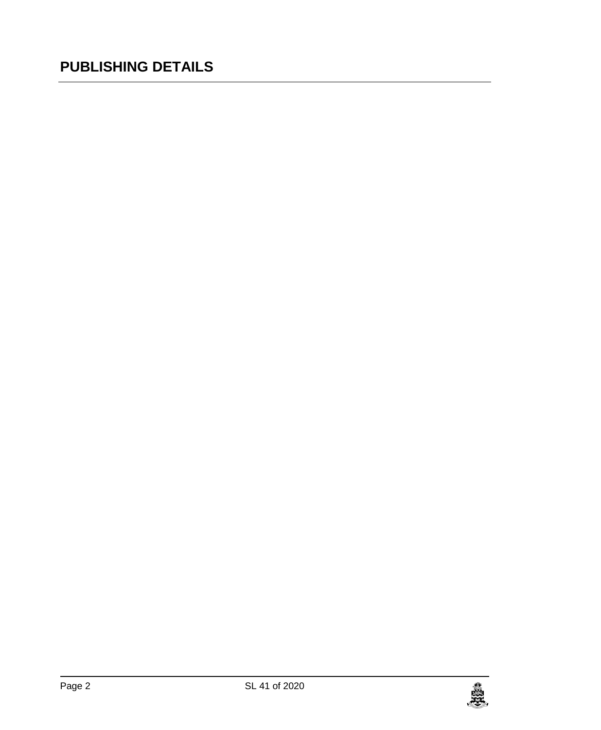# PUBLISHING DETAILS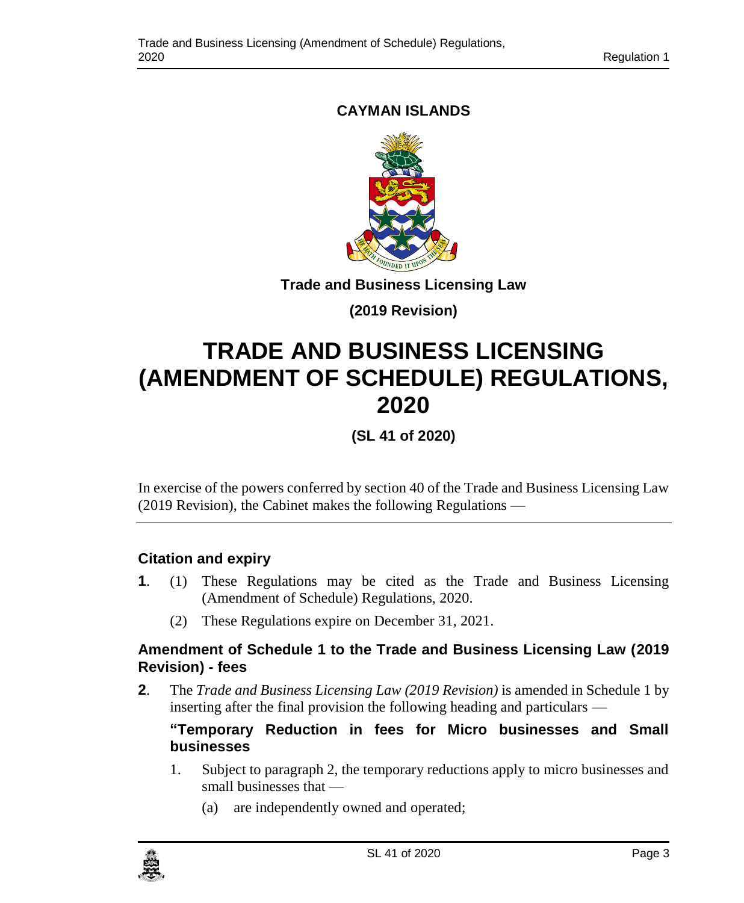**CAYMAN ISLANDS**

**Trade and Business Licensing Law**

**(2019 Revision)**

# TRADE AND BUSINESS LICENSING (AMENDMENT OF SCHEDULE) REGULATIONS, 2020

**(SL 41 of 2020)**

In exercise of the powers conferred by section 40 of the Trade and Business Licensing Law (2019 Revision), the Cabinet makes the following Regulations —

## Citation and expiry

**1**. (1) These Regulations may be cited as the Trade and Business Licensing (Amendment of Schedule) Regulations, 2020.

(2) These Regulations expire on December 31, 2021.

## Amendment of Schedule 1 to the Trade and Business Licensing Law (2019 Revision) - fees

**2**. The *Trade and Business Licensing Law (2019 Revision)* is amended in Schedule 1 by inserting after the final provision the following heading and particulars —

**"Temporary Reduction in fees for Micro businesses and Small businesses**

1. Subject to paragraph 2, the temporary reductions apply to micro businesses and small businesses that —

   (a) are independently owned and operated;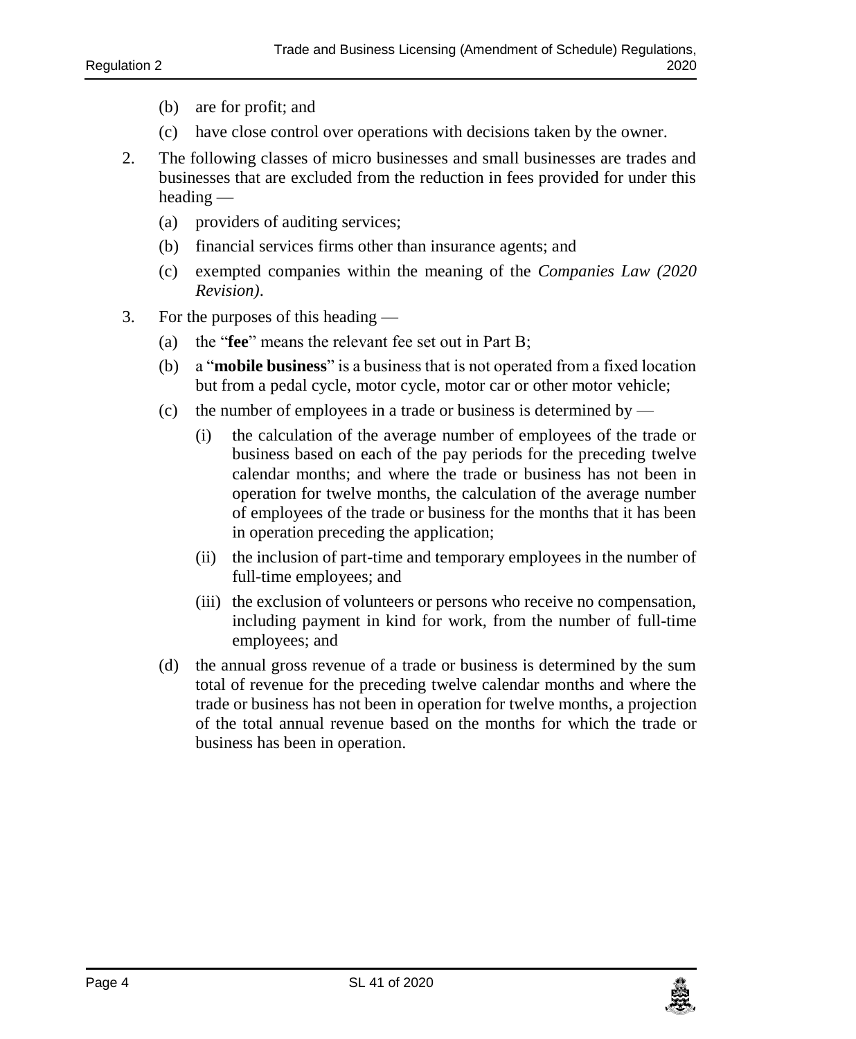(b) are for profit; and

(c) have close control over operations with decisions taken by the owner.

2. The following classes of micro businesses and small businesses are trades and businesses that are excluded from the reduction in fees provided for under this heading —

   (a) providers of auditing services;

   (b) financial services firms other than insurance agents; and

   (c) exempted companies within the meaning of the *Companies Law (2020 Revision)*.

3. For the purposes of this heading —

   (a) the "**fee**" means the relevant fee set out in Part B;

   (b) a "**mobile business**" is a business that is not operated from a fixed location but from a pedal cycle, motor cycle, motor car or other motor vehicle;

   (c) the number of employees in a trade or business is determined by —

      (i) the calculation of the average number of employees of the trade or business based on each of the pay periods for the preceding twelve calendar months; and where the trade or business has not been in operation for twelve months, the calculation of the average number of employees of the trade or business for the months that it has been in operation preceding the application;

      (ii) the inclusion of part-time and temporary employees in the number of full-time employees; and

      (iii) the exclusion of volunteers or persons who receive no compensation, including payment in kind for work, from the number of full-time employees; and

   (d) the annual gross revenue of a trade or business is determined by the sum total of revenue for the preceding twelve calendar months and where the trade or business has not been in operation for twelve months, a projection of the total annual revenue based on the months for which the trade or business has been in operation.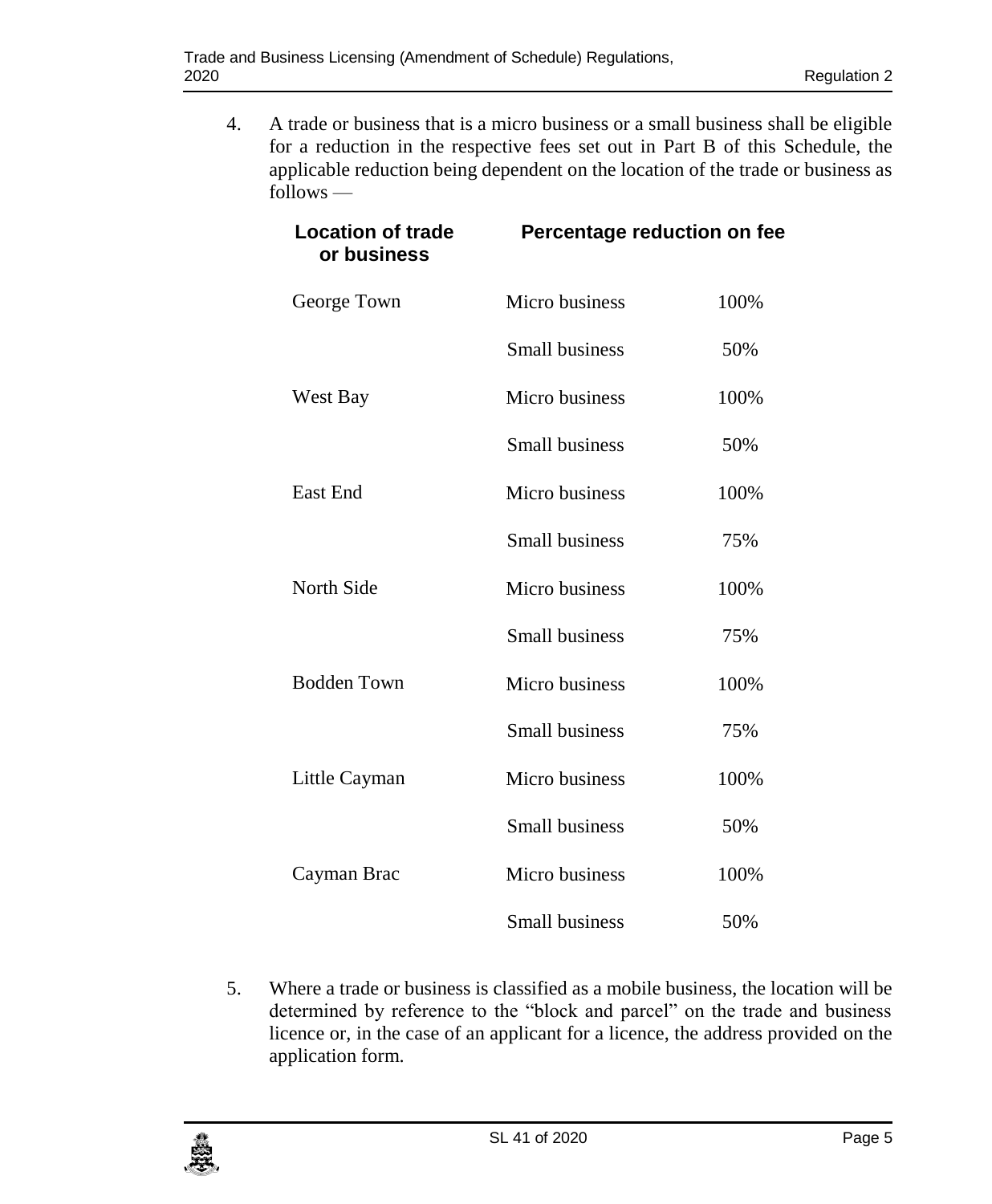4. A trade or business that is a micro business or a small business shall be eligible for a reduction in the respective fees set out in Part B of this Schedule, the applicable reduction being dependent on the location of the trade or business as follows —

| Location of trade or business | Percentage reduction on fee | |
|---|---|---|
| George Town | Micro business | 100% |
| | Small business | 50% |
| West Bay | Micro business | 100% |
| | Small business | 50% |
| East End | Micro business | 100% |
| | Small business | 75% |
| North Side | Micro business | 100% |
| | Small business | 75% |
| Bodden Town | Micro business | 100% |
| | Small business | 75% |
| Little Cayman | Micro business | 100% |
| | Small business | 50% |
| Cayman Brac | Micro business | 100% |
| | Small business | 50% |

5. Where a trade or business is classified as a mobile business, the location will be determined by reference to the "block and parcel" on the trade and business licence or, in the case of an applicant for a licence, the address provided on the application form.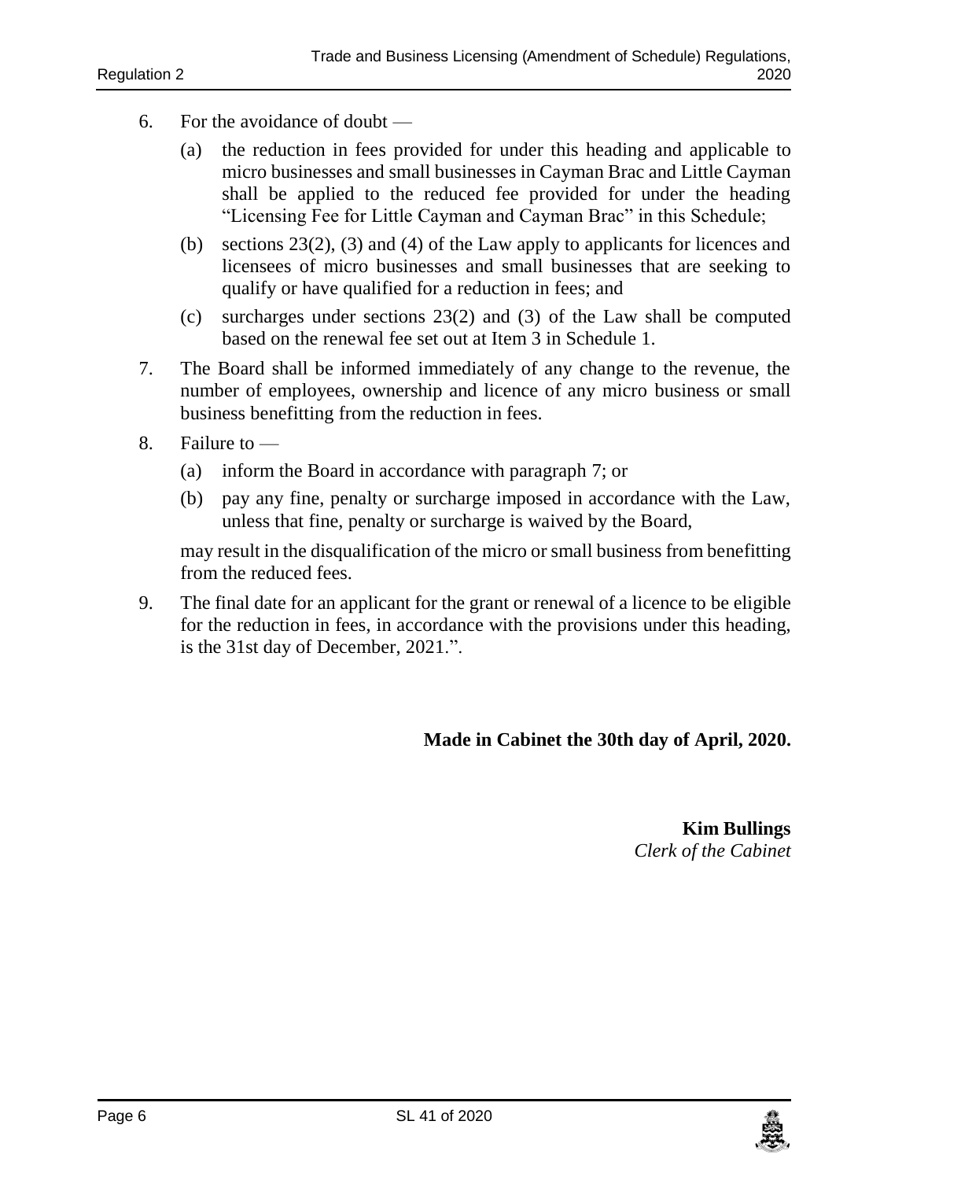6. For the avoidance of doubt —

   (a) the reduction in fees provided for under this heading and applicable to micro businesses and small businesses in Cayman Brac and Little Cayman shall be applied to the reduced fee provided for under the heading "Licensing Fee for Little Cayman and Cayman Brac" in this Schedule;

   (b) sections 23(2), (3) and (4) of the Law apply to applicants for licences and licensees of micro businesses and small businesses that are seeking to qualify or have qualified for a reduction in fees; and

   (c) surcharges under sections 23(2) and (3) of the Law shall be computed based on the renewal fee set out at Item 3 in Schedule 1.

7. The Board shall be informed immediately of any change to the revenue, the number of employees, ownership and licence of any micro business or small business benefitting from the reduction in fees.

8. Failure to —

   (a) inform the Board in accordance with paragraph 7; or

   (b) pay any fine, penalty or surcharge imposed in accordance with the Law, unless that fine, penalty or surcharge is waived by the Board,

   may result in the disqualification of the micro or small business from benefitting from the reduced fees.

9. The final date for an applicant for the grant or renewal of a licence to be eligible for the reduction in fees, in accordance with the provisions under this heading, is the 31st day of December, 2021.".

**Made in Cabinet the 30th day of April, 2020.**

**Kim Bullings**
*Clerk of the Cabinet*